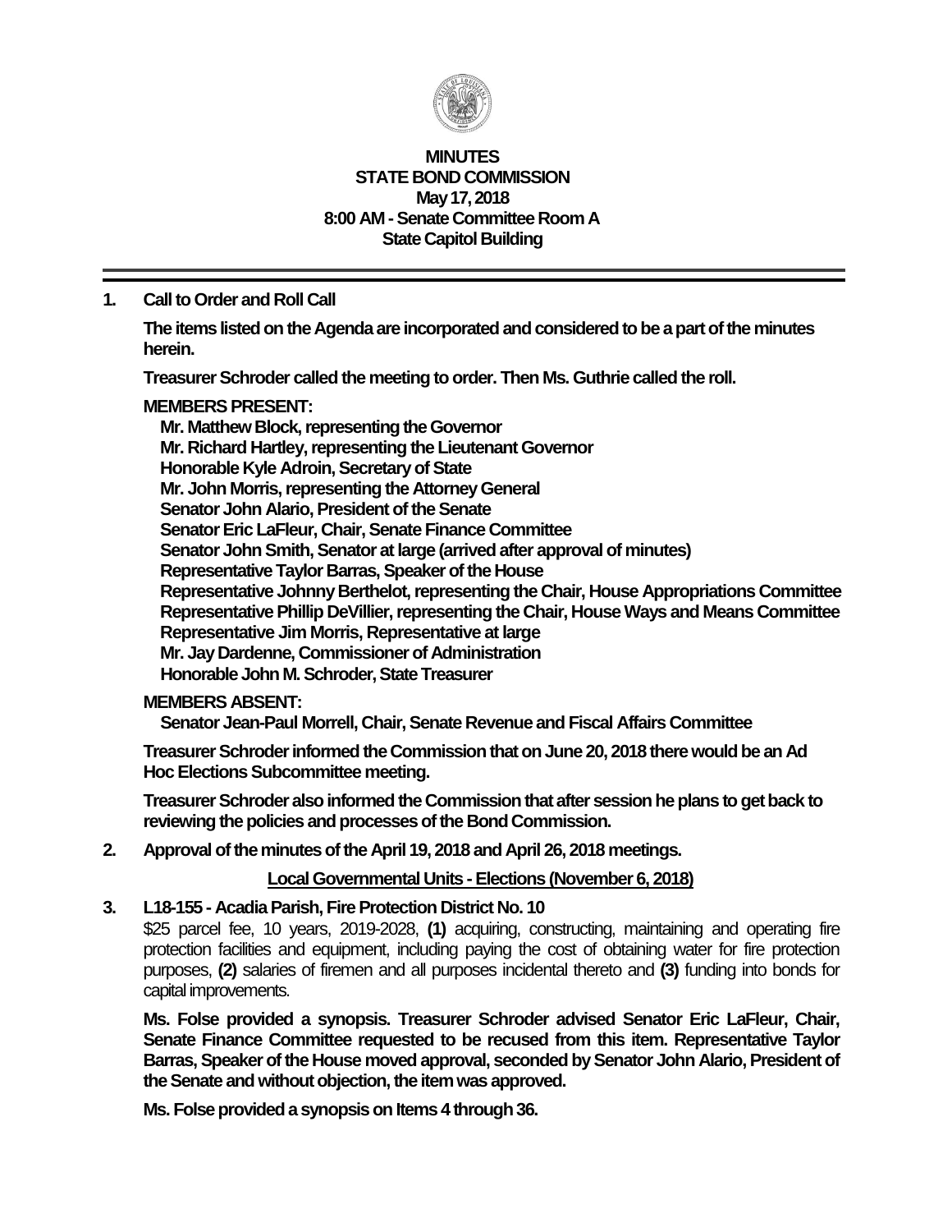**MINUTES**
**STATE BOND COMMISSION**
**May 17, 2018**
**8:00 AM - Senate Committee Room A**
**State Capitol Building**

---

**1. Call to Order and Roll Call**

**The items listed on the Agenda are incorporated and considered to be a part of the minutes herein.**

**Treasurer Schroder called the meeting to order. Then Ms. Guthrie called the roll.**

**MEMBERS PRESENT:**

**Mr. Matthew Block, representing the Governor**
**Mr. Richard Hartley, representing the Lieutenant Governor**
**Honorable Kyle Adroin, Secretary of State**
**Mr. John Morris, representing the Attorney General**
**Senator John Alario, President of the Senate**
**Senator Eric LaFleur, Chair, Senate Finance Committee**
**Senator John Smith, Senator at large (arrived after approval of minutes)**
**Representative Taylor Barras, Speaker of the House**
**Representative Johnny Berthelot, representing the Chair, House Appropriations Committee**
**Representative Phillip DeVillier, representing the Chair, House Ways and Means Committee**
**Representative Jim Morris, Representative at large**
**Mr. Jay Dardenne, Commissioner of Administration**
**Honorable John M. Schroder, State Treasurer**

**MEMBERS ABSENT:**

**Senator Jean-Paul Morrell, Chair, Senate Revenue and Fiscal Affairs Committee**

**Treasurer Schroder informed the Commission that on June 20, 2018 there would be an Ad Hoc Elections Subcommittee meeting.**

**Treasurer Schroder also informed the Commission that after session he plans to get back to reviewing the policies and processes of the Bond Commission.**

**2. Approval of the minutes of the April 19, 2018 and April 26, 2018 meetings.**

**Local Governmental Units - Elections (November 6, 2018)**

**3. L18-155 - Acadia Parish, Fire Protection District No. 10**

$25 parcel fee, 10 years, 2019-2028, **(1)** acquiring, constructing, maintaining and operating fire protection facilities and equipment, including paying the cost of obtaining water for fire protection purposes, **(2)** salaries of firemen and all purposes incidental thereto and **(3)** funding into bonds for capital improvements.

**Ms. Folse provided a synopsis. Treasurer Schroder advised Senator Eric LaFleur, Chair, Senate Finance Committee requested to be recused from this item. Representative Taylor Barras, Speaker of the House moved approval, seconded by Senator John Alario, President of the Senate and without objection, the item was approved.**

**Ms. Folse provided a synopsis on Items 4 through 36.**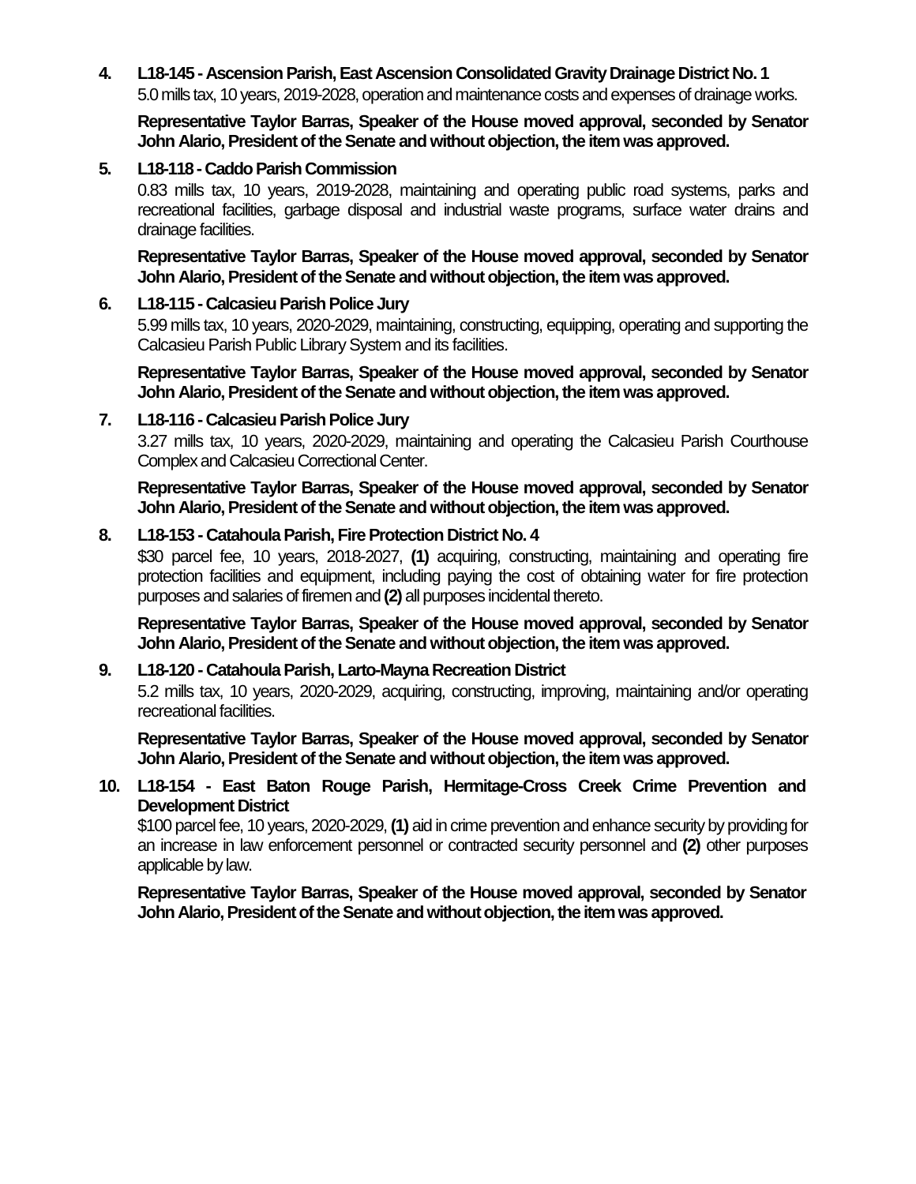4. **L18-145 - Ascension Parish, East Ascension Consolidated Gravity Drainage District No. 1**
   5.0 mills tax, 10 years, 2019-2028, operation and maintenance costs and expenses of drainage works.

   **Representative Taylor Barras, Speaker of the House moved approval, seconded by Senator John Alario, President of the Senate and without objection, the item was approved.**

5. **L18-118 - Caddo Parish Commission**
   0.83 mills tax, 10 years, 2019-2028, maintaining and operating public road systems, parks and recreational facilities, garbage disposal and industrial waste programs, surface water drains and drainage facilities.

   **Representative Taylor Barras, Speaker of the House moved approval, seconded by Senator John Alario, President of the Senate and without objection, the item was approved.**

6. **L18-115 - Calcasieu Parish Police Jury**
   5.99 mills tax, 10 years, 2020-2029, maintaining, constructing, equipping, operating and supporting the Calcasieu Parish Public Library System and its facilities.

   **Representative Taylor Barras, Speaker of the House moved approval, seconded by Senator John Alario, President of the Senate and without objection, the item was approved.**

7. **L18-116 - Calcasieu Parish Police Jury**
   3.27 mills tax, 10 years, 2020-2029, maintaining and operating the Calcasieu Parish Courthouse Complex and Calcasieu Correctional Center.

   **Representative Taylor Barras, Speaker of the House moved approval, seconded by Senator John Alario, President of the Senate and without objection, the item was approved.**

8. **L18-153 - Catahoula Parish, Fire Protection District No. 4**
   $30 parcel fee, 10 years, 2018-2027, **(1)** acquiring, constructing, maintaining and operating fire protection facilities and equipment, including paying the cost of obtaining water for fire protection purposes and salaries of firemen and **(2)** all purposes incidental thereto.

   **Representative Taylor Barras, Speaker of the House moved approval, seconded by Senator John Alario, President of the Senate and without objection, the item was approved.**

9. **L18-120 - Catahoula Parish, Larto-Mayna Recreation District**
   5.2 mills tax, 10 years, 2020-2029, acquiring, constructing, improving, maintaining and/or operating recreational facilities.

   **Representative Taylor Barras, Speaker of the House moved approval, seconded by Senator John Alario, President of the Senate and without objection, the item was approved.**

10. **L18-154 - East Baton Rouge Parish, Hermitage-Cross Creek Crime Prevention and Development District**
    $100 parcel fee, 10 years, 2020-2029, **(1)** aid in crime prevention and enhance security by providing for an increase in law enforcement personnel or contracted security personnel and **(2)** other purposes applicable by law.

    **Representative Taylor Barras, Speaker of the House moved approval, seconded by Senator John Alario, President of the Senate and without objection, the item was approved.**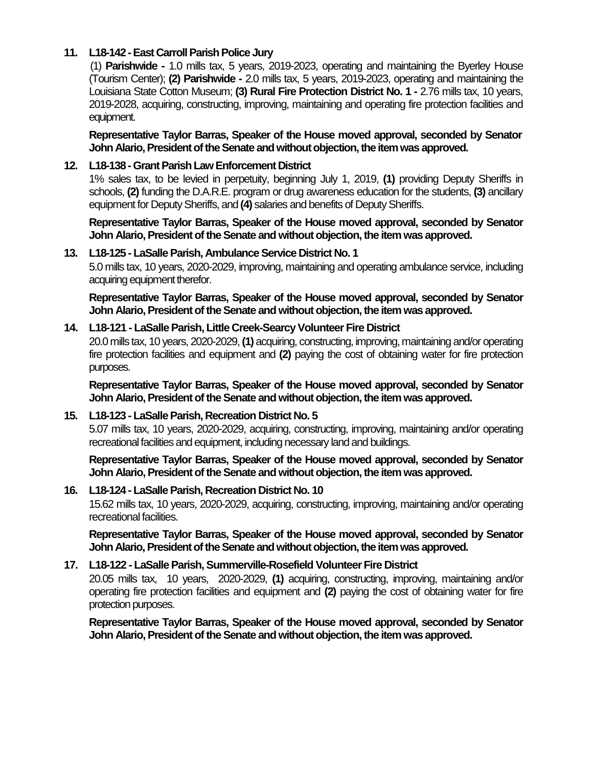**11. L18-142 - East Carroll Parish Police Jury**

(1) **Parishwide -** 1.0 mills tax, 5 years, 2019-2023, operating and maintaining the Byerley House (Tourism Center); **(2) Parishwide -** 2.0 mills tax, 5 years, 2019-2023, operating and maintaining the Louisiana State Cotton Museum; **(3) Rural Fire Protection District No. 1 -** 2.76 mills tax, 10 years, 2019-2028, acquiring, constructing, improving, maintaining and operating fire protection facilities and equipment.

**Representative Taylor Barras, Speaker of the House moved approval, seconded by Senator John Alario, President of the Senate and without objection, the item was approved.**

**12. L18-138 - Grant Parish Law Enforcement District**

1% sales tax, to be levied in perpetuity, beginning July 1, 2019, **(1)** providing Deputy Sheriffs in schools, **(2)** funding the D.A.R.E. program or drug awareness education for the students, **(3)** ancillary equipment for Deputy Sheriffs, and **(4)** salaries and benefits of Deputy Sheriffs.

**Representative Taylor Barras, Speaker of the House moved approval, seconded by Senator John Alario, President of the Senate and without objection, the item was approved.**

**13. L18-125 - LaSalle Parish, Ambulance Service District No. 1**

5.0 mills tax, 10 years, 2020-2029, improving, maintaining and operating ambulance service, including acquiring equipment therefor.

**Representative Taylor Barras, Speaker of the House moved approval, seconded by Senator John Alario, President of the Senate and without objection, the item was approved.**

**14. L18-121 - LaSalle Parish, Little Creek-Searcy Volunteer Fire District**

20.0 mills tax, 10 years, 2020-2029, **(1)** acquiring, constructing, improving, maintaining and/or operating fire protection facilities and equipment and **(2)** paying the cost of obtaining water for fire protection purposes.

**Representative Taylor Barras, Speaker of the House moved approval, seconded by Senator John Alario, President of the Senate and without objection, the item was approved.**

**15. L18-123 - LaSalle Parish, Recreation District No. 5**

5.07 mills tax, 10 years, 2020-2029, acquiring, constructing, improving, maintaining and/or operating recreational facilities and equipment, including necessary land and buildings.

**Representative Taylor Barras, Speaker of the House moved approval, seconded by Senator John Alario, President of the Senate and without objection, the item was approved.**

**16. L18-124 - LaSalle Parish, Recreation District No. 10**

15.62 mills tax, 10 years, 2020-2029, acquiring, constructing, improving, maintaining and/or operating recreational facilities.

**Representative Taylor Barras, Speaker of the House moved approval, seconded by Senator John Alario, President of the Senate and without objection, the item was approved.**

**17. L18-122 - LaSalle Parish, Summerville-Rosefield Volunteer Fire District**

20.05 mills tax, 10 years, 2020-2029, **(1)** acquiring, constructing, improving, maintaining and/or operating fire protection facilities and equipment and **(2)** paying the cost of obtaining water for fire protection purposes.

**Representative Taylor Barras, Speaker of the House moved approval, seconded by Senator John Alario, President of the Senate and without objection, the item was approved.**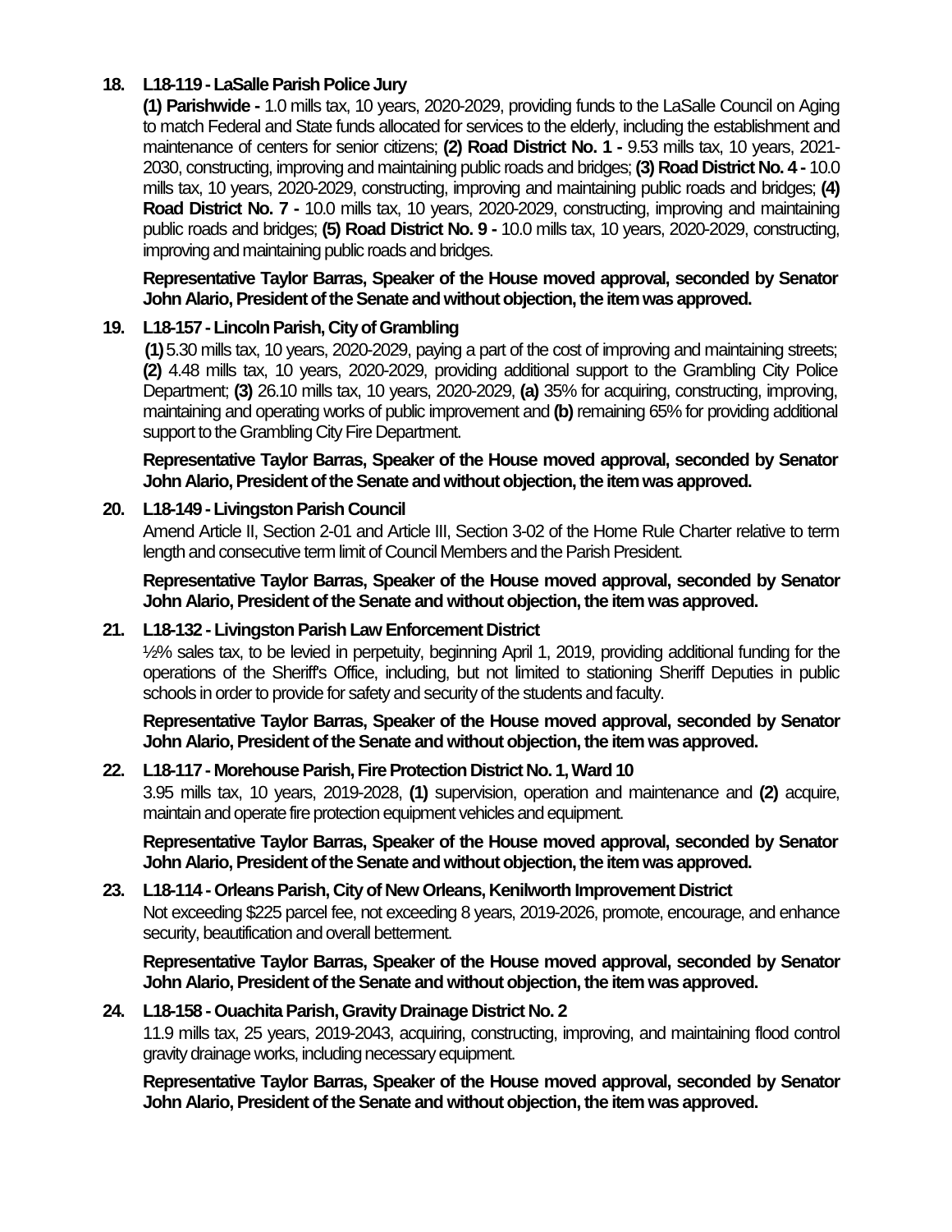18. **L18-119 - LaSalle Parish Police Jury**

    **(1) Parishwide -** 1.0 mills tax, 10 years, 2020-2029, providing funds to the LaSalle Council on Aging to match Federal and State funds allocated for services to the elderly, including the establishment and maintenance of centers for senior citizens; **(2) Road District No. 1 -** 9.53 mills tax, 10 years, 2021-2030, constructing, improving and maintaining public roads and bridges; **(3) Road District No. 4 -** 10.0 mills tax, 10 years, 2020-2029, constructing, improving and maintaining public roads and bridges; **(4) Road District No. 7 -** 10.0 mills tax, 10 years, 2020-2029, constructing, improving and maintaining public roads and bridges; **(5) Road District No. 9 -** 10.0 mills tax, 10 years, 2020-2029, constructing, improving and maintaining public roads and bridges.

    **Representative Taylor Barras, Speaker of the House moved approval, seconded by Senator John Alario, President of the Senate and without objection, the item was approved.**

19. **L18-157 - Lincoln Parish, City of Grambling**

    **(1)** 5.30 mills tax, 10 years, 2020-2029, paying a part of the cost of improving and maintaining streets; **(2)** 4.48 mills tax, 10 years, 2020-2029, providing additional support to the Grambling City Police Department; **(3)** 26.10 mills tax, 10 years, 2020-2029, **(a)** 35% for acquiring, constructing, improving, maintaining and operating works of public improvement and **(b)** remaining 65% for providing additional support to the Grambling City Fire Department.

    **Representative Taylor Barras, Speaker of the House moved approval, seconded by Senator John Alario, President of the Senate and without objection, the item was approved.**

20. **L18-149 - Livingston Parish Council**

    Amend Article II, Section 2-01 and Article III, Section 3-02 of the Home Rule Charter relative to term length and consecutive term limit of Council Members and the Parish President.

    **Representative Taylor Barras, Speaker of the House moved approval, seconded by Senator John Alario, President of the Senate and without objection, the item was approved.**

21. **L18-132 - Livingston Parish Law Enforcement District**

    ½% sales tax, to be levied in perpetuity, beginning April 1, 2019, providing additional funding for the operations of the Sheriff's Office, including, but not limited to stationing Sheriff Deputies in public schools in order to provide for safety and security of the students and faculty.

    **Representative Taylor Barras, Speaker of the House moved approval, seconded by Senator John Alario, President of the Senate and without objection, the item was approved.**

22. **L18-117 - Morehouse Parish, Fire Protection District No. 1, Ward 10**

    3.95 mills tax, 10 years, 2019-2028, **(1)** supervision, operation and maintenance and **(2)** acquire, maintain and operate fire protection equipment vehicles and equipment.

    **Representative Taylor Barras, Speaker of the House moved approval, seconded by Senator John Alario, President of the Senate and without objection, the item was approved.**

23. **L18-114 - Orleans Parish, City of New Orleans, Kenilworth Improvement District**

    Not exceeding $225 parcel fee, not exceeding 8 years, 2019-2026, promote, encourage, and enhance security, beautification and overall betterment.

    **Representative Taylor Barras, Speaker of the House moved approval, seconded by Senator John Alario, President of the Senate and without objection, the item was approved.**

24. **L18-158 - Ouachita Parish, Gravity Drainage District No. 2**

    11.9 mills tax, 25 years, 2019-2043, acquiring, constructing, improving, and maintaining flood control gravity drainage works, including necessary equipment.

    **Representative Taylor Barras, Speaker of the House moved approval, seconded by Senator John Alario, President of the Senate and without objection, the item was approved.**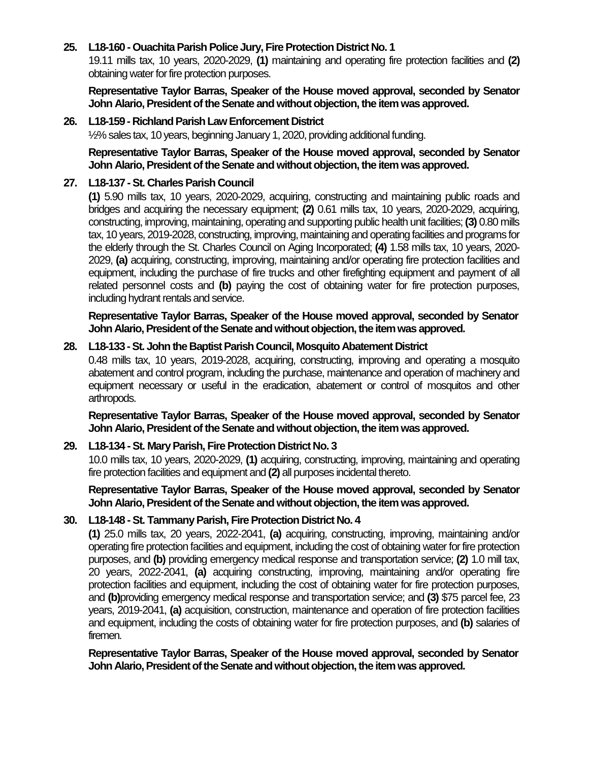**25. L18-160 - Ouachita Parish Police Jury, Fire Protection District No. 1**

19.11 mills tax, 10 years, 2020-2029, **(1)** maintaining and operating fire protection facilities and **(2)** obtaining water for fire protection purposes.

**Representative Taylor Barras, Speaker of the House moved approval, seconded by Senator John Alario, President of the Senate and without objection, the item was approved.**

**26. L18-159 - Richland Parish Law Enforcement District**

½% sales tax, 10 years, beginning January 1, 2020, providing additional funding.

**Representative Taylor Barras, Speaker of the House moved approval, seconded by Senator John Alario, President of the Senate and without objection, the item was approved.**

**27. L18-137 - St. Charles Parish Council**

**(1)** 5.90 mills tax, 10 years, 2020-2029, acquiring, constructing and maintaining public roads and bridges and acquiring the necessary equipment; **(2)** 0.61 mills tax, 10 years, 2020-2029, acquiring, constructing, improving, maintaining, operating and supporting public health unit facilities; **(3)** 0.80 mills tax, 10 years, 2019-2028, constructing, improving, maintaining and operating facilities and programs for the elderly through the St. Charles Council on Aging Incorporated; **(4)** 1.58 mills tax, 10 years, 2020-2029, **(a)** acquiring, constructing, improving, maintaining and/or operating fire protection facilities and equipment, including the purchase of fire trucks and other firefighting equipment and payment of all related personnel costs and **(b)** paying the cost of obtaining water for fire protection purposes, including hydrant rentals and service.

**Representative Taylor Barras, Speaker of the House moved approval, seconded by Senator John Alario, President of the Senate and without objection, the item was approved.**

**28. L18-133 - St. John the Baptist Parish Council, Mosquito Abatement District**

0.48 mills tax, 10 years, 2019-2028, acquiring, constructing, improving and operating a mosquito abatement and control program, including the purchase, maintenance and operation of machinery and equipment necessary or useful in the eradication, abatement or control of mosquitos and other arthropods.

**Representative Taylor Barras, Speaker of the House moved approval, seconded by Senator John Alario, President of the Senate and without objection, the item was approved.**

**29. L18-134 - St. Mary Parish, Fire Protection District No. 3**

10.0 mills tax, 10 years, 2020-2029, **(1)** acquiring, constructing, improving, maintaining and operating fire protection facilities and equipment and **(2)** all purposes incidental thereto.

**Representative Taylor Barras, Speaker of the House moved approval, seconded by Senator John Alario, President of the Senate and without objection, the item was approved.**

**30. L18-148 - St. Tammany Parish, Fire Protection District No. 4**

**(1)** 25.0 mills tax, 20 years, 2022-2041, **(a)** acquiring, constructing, improving, maintaining and/or operating fire protection facilities and equipment, including the cost of obtaining water for fire protection purposes, and **(b)** providing emergency medical response and transportation service; **(2)** 1.0 mill tax, 20 years, 2022-2041, **(a)** acquiring constructing, improving, maintaining and/or operating fire protection facilities and equipment, including the cost of obtaining water for fire protection purposes, and **(b)**providing emergency medical response and transportation service; and **(3)** $75 parcel fee, 23 years, 2019-2041, **(a)** acquisition, construction, maintenance and operation of fire protection facilities and equipment, including the costs of obtaining water for fire protection purposes, and **(b)** salaries of firemen.

**Representative Taylor Barras, Speaker of the House moved approval, seconded by Senator John Alario, President of the Senate and without objection, the item was approved.**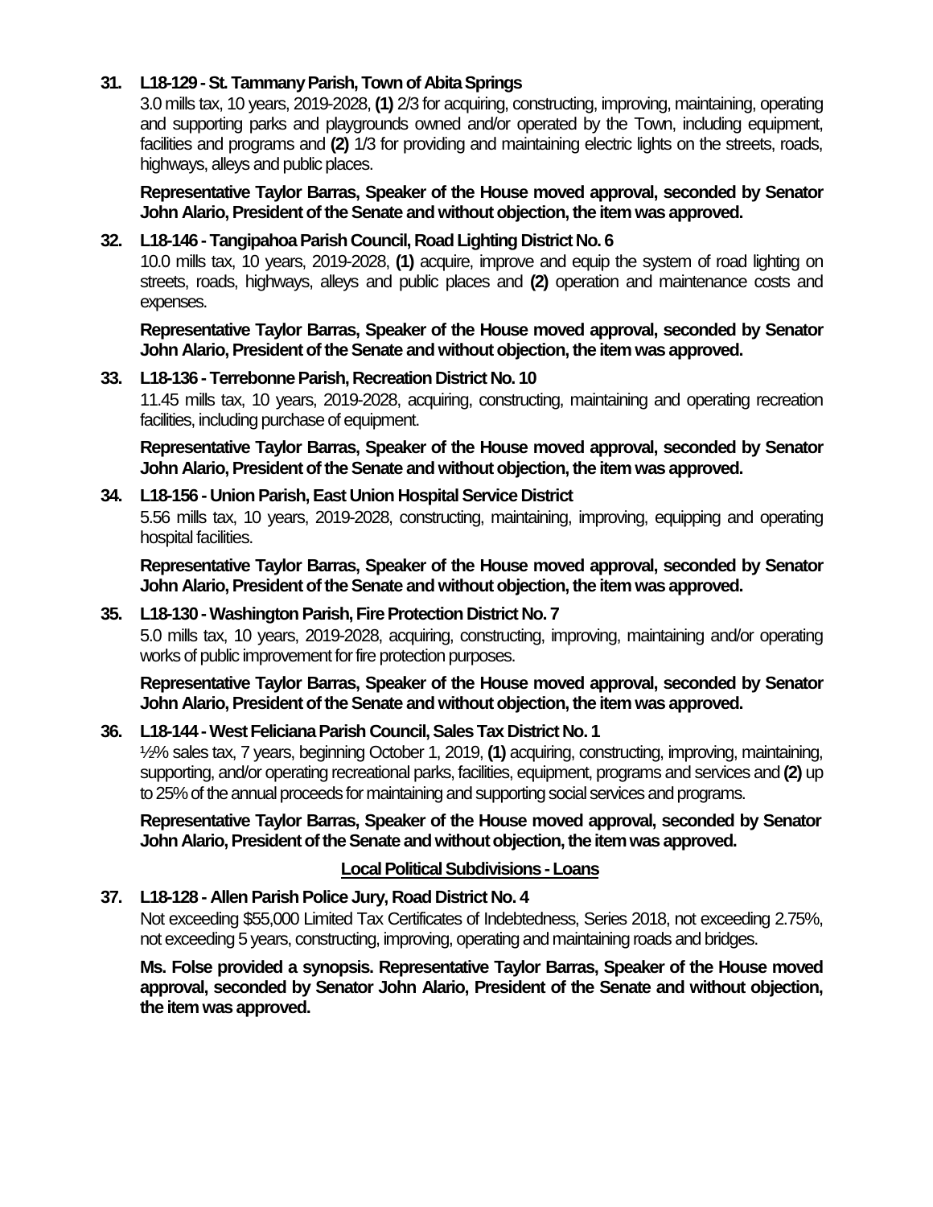**31. L18-129 - St. Tammany Parish, Town of Abita Springs**

3.0 mills tax, 10 years, 2019-2028, **(1)** 2/3 for acquiring, constructing, improving, maintaining, operating and supporting parks and playgrounds owned and/or operated by the Town, including equipment, facilities and programs and **(2)** 1/3 for providing and maintaining electric lights on the streets, roads, highways, alleys and public places.

**Representative Taylor Barras, Speaker of the House moved approval, seconded by Senator John Alario, President of the Senate and without objection, the item was approved.**

**32. L18-146 - Tangipahoa Parish Council, Road Lighting District No. 6**

10.0 mills tax, 10 years, 2019-2028, **(1)** acquire, improve and equip the system of road lighting on streets, roads, highways, alleys and public places and **(2)** operation and maintenance costs and expenses.

**Representative Taylor Barras, Speaker of the House moved approval, seconded by Senator John Alario, President of the Senate and without objection, the item was approved.**

**33. L18-136 - Terrebonne Parish, Recreation District No. 10**

11.45 mills tax, 10 years, 2019-2028, acquiring, constructing, maintaining and operating recreation facilities, including purchase of equipment.

**Representative Taylor Barras, Speaker of the House moved approval, seconded by Senator John Alario, President of the Senate and without objection, the item was approved.**

**34. L18-156 - Union Parish, East Union Hospital Service District**

5.56 mills tax, 10 years, 2019-2028, constructing, maintaining, improving, equipping and operating hospital facilities.

**Representative Taylor Barras, Speaker of the House moved approval, seconded by Senator John Alario, President of the Senate and without objection, the item was approved.**

**35. L18-130 - Washington Parish, Fire Protection District No. 7**

5.0 mills tax, 10 years, 2019-2028, acquiring, constructing, improving, maintaining and/or operating works of public improvement for fire protection purposes.

**Representative Taylor Barras, Speaker of the House moved approval, seconded by Senator John Alario, President of the Senate and without objection, the item was approved.**

**36. L18-144 - West Feliciana Parish Council, Sales Tax District No. 1**

½% sales tax, 7 years, beginning October 1, 2019, **(1)** acquiring, constructing, improving, maintaining, supporting, and/or operating recreational parks, facilities, equipment, programs and services and **(2)** up to 25% of the annual proceeds for maintaining and supporting social services and programs.

**Representative Taylor Barras, Speaker of the House moved approval, seconded by Senator John Alario, President of the Senate and without objection, the item was approved.**

**Local Political Subdivisions - Loans**

**37. L18-128 - Allen Parish Police Jury, Road District No. 4**

Not exceeding $55,000 Limited Tax Certificates of Indebtedness, Series 2018, not exceeding 2.75%, not exceeding 5 years, constructing, improving, operating and maintaining roads and bridges.

**Ms. Folse provided a synopsis. Representative Taylor Barras, Speaker of the House moved approval, seconded by Senator John Alario, President of the Senate and without objection, the item was approved.**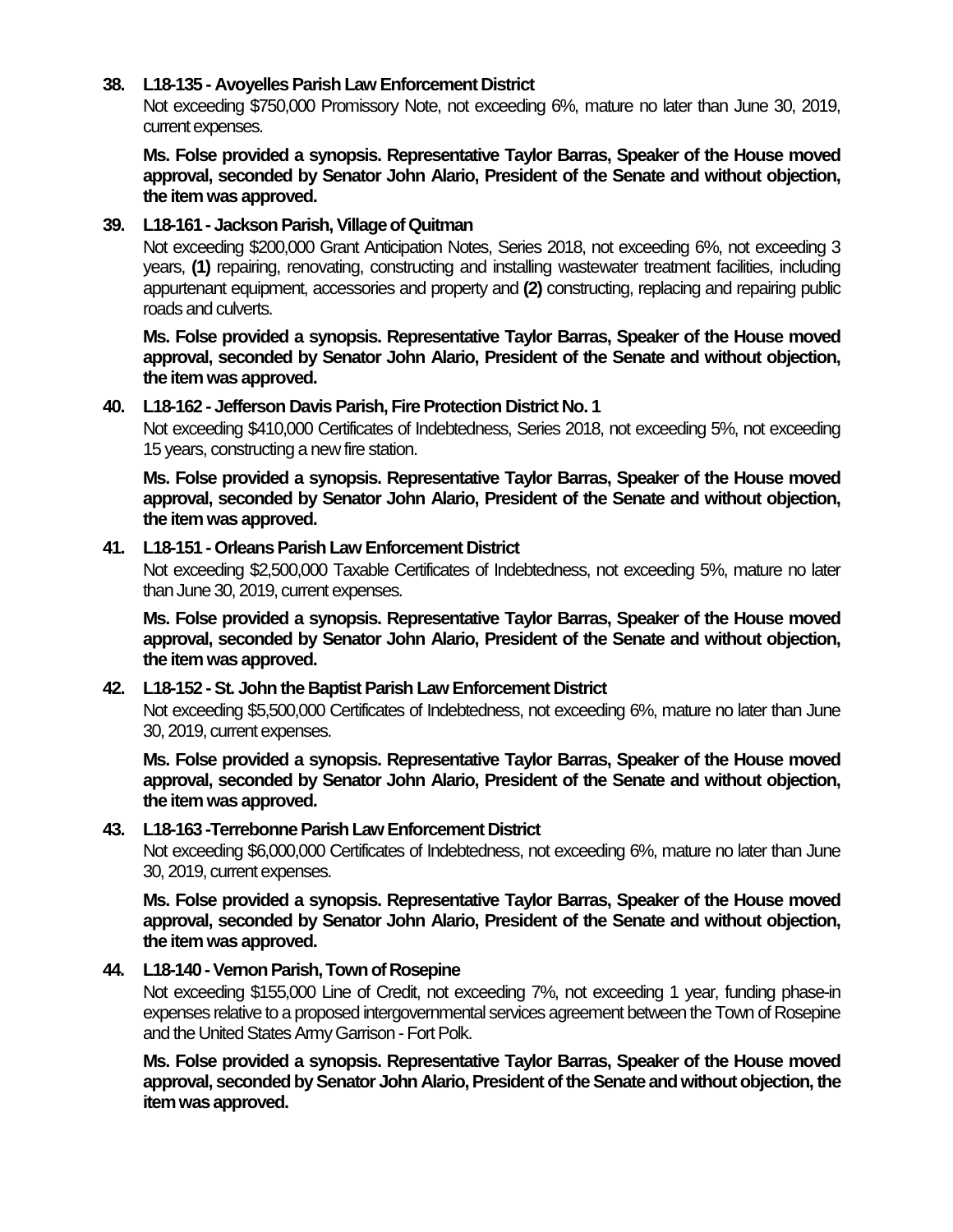**38. L18-135 - Avoyelles Parish Law Enforcement District**

Not exceeding $750,000 Promissory Note, not exceeding 6%, mature no later than June 30, 2019, current expenses.

**Ms. Folse provided a synopsis. Representative Taylor Barras, Speaker of the House moved approval, seconded by Senator John Alario, President of the Senate and without objection, the item was approved.**

**39. L18-161 - Jackson Parish, Village of Quitman**

Not exceeding $200,000 Grant Anticipation Notes, Series 2018, not exceeding 6%, not exceeding 3 years, **(1)** repairing, renovating, constructing and installing wastewater treatment facilities, including appurtenant equipment, accessories and property and **(2)** constructing, replacing and repairing public roads and culverts.

**Ms. Folse provided a synopsis. Representative Taylor Barras, Speaker of the House moved approval, seconded by Senator John Alario, President of the Senate and without objection, the item was approved.**

**40. L18-162 - Jefferson Davis Parish, Fire Protection District No. 1**

Not exceeding $410,000 Certificates of Indebtedness, Series 2018, not exceeding 5%, not exceeding 15 years, constructing a new fire station.

**Ms. Folse provided a synopsis. Representative Taylor Barras, Speaker of the House moved approval, seconded by Senator John Alario, President of the Senate and without objection, the item was approved.**

**41. L18-151 - Orleans Parish Law Enforcement District**

Not exceeding $2,500,000 Taxable Certificates of Indebtedness, not exceeding 5%, mature no later than June 30, 2019, current expenses.

**Ms. Folse provided a synopsis. Representative Taylor Barras, Speaker of the House moved approval, seconded by Senator John Alario, President of the Senate and without objection, the item was approved.**

**42. L18-152 - St. John the Baptist Parish Law Enforcement District**

Not exceeding $5,500,000 Certificates of Indebtedness, not exceeding 6%, mature no later than June 30, 2019, current expenses.

**Ms. Folse provided a synopsis. Representative Taylor Barras, Speaker of the House moved approval, seconded by Senator John Alario, President of the Senate and without objection, the item was approved.**

**43. L18-163 -Terrebonne Parish Law Enforcement District**

Not exceeding $6,000,000 Certificates of Indebtedness, not exceeding 6%, mature no later than June 30, 2019, current expenses.

**Ms. Folse provided a synopsis. Representative Taylor Barras, Speaker of the House moved approval, seconded by Senator John Alario, President of the Senate and without objection, the item was approved.**

**44. L18-140 - Vernon Parish, Town of Rosepine**

Not exceeding $155,000 Line of Credit, not exceeding 7%, not exceeding 1 year, funding phase-in expenses relative to a proposed intergovernmental services agreement between the Town of Rosepine and the United States Army Garrison - Fort Polk.

**Ms. Folse provided a synopsis. Representative Taylor Barras, Speaker of the House moved approval, seconded by Senator John Alario, President of the Senate and without objection, the item was approved.**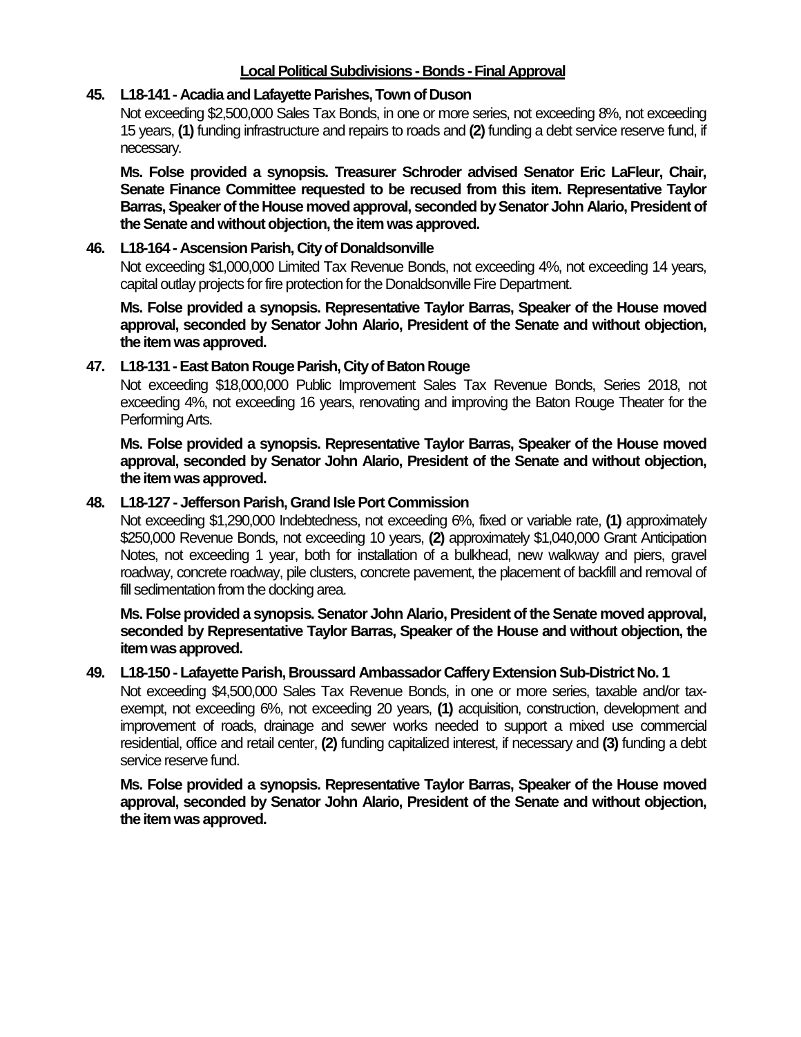**Local Political Subdivisions - Bonds - Final Approval**

**45. L18-141 - Acadia and Lafayette Parishes, Town of Duson**

Not exceeding $2,500,000 Sales Tax Bonds, in one or more series, not exceeding 8%, not exceeding 15 years, **(1)** funding infrastructure and repairs to roads and **(2)** funding a debt service reserve fund, if necessary.

**Ms. Folse provided a synopsis. Treasurer Schroder advised Senator Eric LaFleur, Chair, Senate Finance Committee requested to be recused from this item. Representative Taylor Barras, Speaker of the House moved approval, seconded by Senator John Alario, President of the Senate and without objection, the item was approved.**

**46. L18-164 - Ascension Parish, City of Donaldsonville**

Not exceeding $1,000,000 Limited Tax Revenue Bonds, not exceeding 4%, not exceeding 14 years, capital outlay projects for fire protection for the Donaldsonville Fire Department.

**Ms. Folse provided a synopsis. Representative Taylor Barras, Speaker of the House moved approval, seconded by Senator John Alario, President of the Senate and without objection, the item was approved.**

**47. L18-131 - East Baton Rouge Parish, City of Baton Rouge**

Not exceeding $18,000,000 Public Improvement Sales Tax Revenue Bonds, Series 2018, not exceeding 4%, not exceeding 16 years, renovating and improving the Baton Rouge Theater for the Performing Arts.

**Ms. Folse provided a synopsis. Representative Taylor Barras, Speaker of the House moved approval, seconded by Senator John Alario, President of the Senate and without objection, the item was approved.**

**48. L18-127 - Jefferson Parish, Grand Isle Port Commission**

Not exceeding $1,290,000 Indebtedness, not exceeding 6%, fixed or variable rate, **(1)** approximately $250,000 Revenue Bonds, not exceeding 10 years, **(2)** approximately $1,040,000 Grant Anticipation Notes, not exceeding 1 year, both for installation of a bulkhead, new walkway and piers, gravel roadway, concrete roadway, pile clusters, concrete pavement, the placement of backfill and removal of fill sedimentation from the docking area.

**Ms. Folse provided a synopsis. Senator John Alario, President of the Senate moved approval, seconded by Representative Taylor Barras, Speaker of the House and without objection, the item was approved.**

**49. L18-150 - Lafayette Parish, Broussard Ambassador Caffery Extension Sub-District No. 1**

Not exceeding $4,500,000 Sales Tax Revenue Bonds, in one or more series, taxable and/or tax-exempt, not exceeding 6%, not exceeding 20 years, **(1)** acquisition, construction, development and improvement of roads, drainage and sewer works needed to support a mixed use commercial residential, office and retail center, **(2)** funding capitalized interest, if necessary and **(3)** funding a debt service reserve fund.

**Ms. Folse provided a synopsis. Representative Taylor Barras, Speaker of the House moved approval, seconded by Senator John Alario, President of the Senate and without objection, the item was approved.**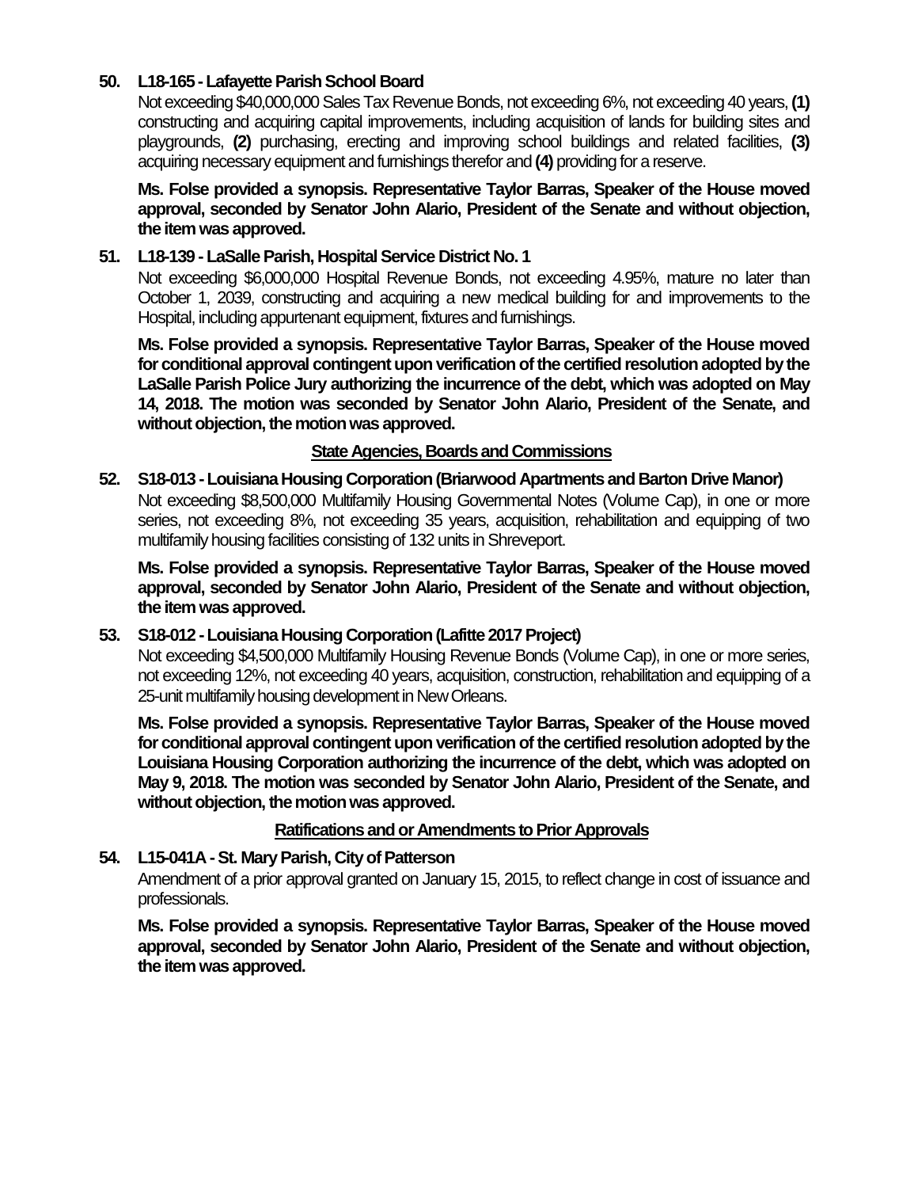**50. L18-165 - Lafayette Parish School Board**

Not exceeding $40,000,000 Sales Tax Revenue Bonds, not exceeding 6%, not exceeding 40 years, **(1)** constructing and acquiring capital improvements, including acquisition of lands for building sites and playgrounds, **(2)** purchasing, erecting and improving school buildings and related facilities, **(3)** acquiring necessary equipment and furnishings therefor and **(4)** providing for a reserve.

**Ms. Folse provided a synopsis. Representative Taylor Barras, Speaker of the House moved approval, seconded by Senator John Alario, President of the Senate and without objection, the item was approved.**

**51. L18-139 - LaSalle Parish, Hospital Service District No. 1**

Not exceeding $6,000,000 Hospital Revenue Bonds, not exceeding 4.95%, mature no later than October 1, 2039, constructing and acquiring a new medical building for and improvements to the Hospital, including appurtenant equipment, fixtures and furnishings.

**Ms. Folse provided a synopsis. Representative Taylor Barras, Speaker of the House moved for conditional approval contingent upon verification of the certified resolution adopted by the LaSalle Parish Police Jury authorizing the incurrence of the debt, which was adopted on May 14, 2018. The motion was seconded by Senator John Alario, President of the Senate, and without objection, the motion was approved.**

**<u>State Agencies, Boards and Commissions</u>**

**52. S18-013 - Louisiana Housing Corporation (Briarwood Apartments and Barton Drive Manor)**

Not exceeding $8,500,000 Multifamily Housing Governmental Notes (Volume Cap), in one or more series, not exceeding 8%, not exceeding 35 years, acquisition, rehabilitation and equipping of two multifamily housing facilities consisting of 132 units in Shreveport.

**Ms. Folse provided a synopsis. Representative Taylor Barras, Speaker of the House moved approval, seconded by Senator John Alario, President of the Senate and without objection, the item was approved.**

**53. S18-012 - Louisiana Housing Corporation (Lafitte 2017 Project)**

Not exceeding $4,500,000 Multifamily Housing Revenue Bonds (Volume Cap), in one or more series, not exceeding 12%, not exceeding 40 years, acquisition, construction, rehabilitation and equipping of a 25-unit multifamily housing development in New Orleans.

**Ms. Folse provided a synopsis. Representative Taylor Barras, Speaker of the House moved for conditional approval contingent upon verification of the certified resolution adopted by the Louisiana Housing Corporation authorizing the incurrence of the debt, which was adopted on May 9, 2018. The motion was seconded by Senator John Alario, President of the Senate, and without objection, the motion was approved.**

**<u>Ratifications and or Amendments to Prior Approvals</u>**

**54. L15-041A - St. Mary Parish, City of Patterson**

Amendment of a prior approval granted on January 15, 2015, to reflect change in cost of issuance and professionals.

**Ms. Folse provided a synopsis. Representative Taylor Barras, Speaker of the House moved approval, seconded by Senator John Alario, President of the Senate and without objection, the item was approved.**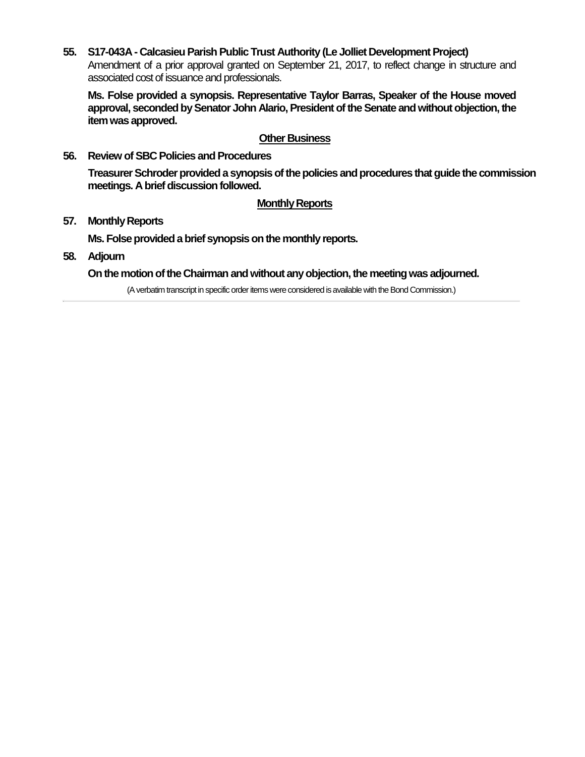**55. S17-043A - Calcasieu Parish Public Trust Authority (Le Jolliet Development Project)**

Amendment of a prior approval granted on September 21, 2017, to reflect change in structure and associated cost of issuance and professionals.

**Ms. Folse provided a synopsis. Representative Taylor Barras, Speaker of the House moved approval, seconded by Senator John Alario, President of the Senate and without objection, the item was approved.**

## Other Business

**56. Review of SBC Policies and Procedures**

**Treasurer Schroder provided a synopsis of the policies and procedures that guide the commission meetings. A brief discussion followed.**

## Monthly Reports

**57. Monthly Reports**

**Ms. Folse provided a brief synopsis on the monthly reports.**

**58. Adjourn**

**On the motion of the Chairman and without any objection, the meeting was adjourned.**

(A verbatim transcript in specific order items were considered is available with the Bond Commission.)